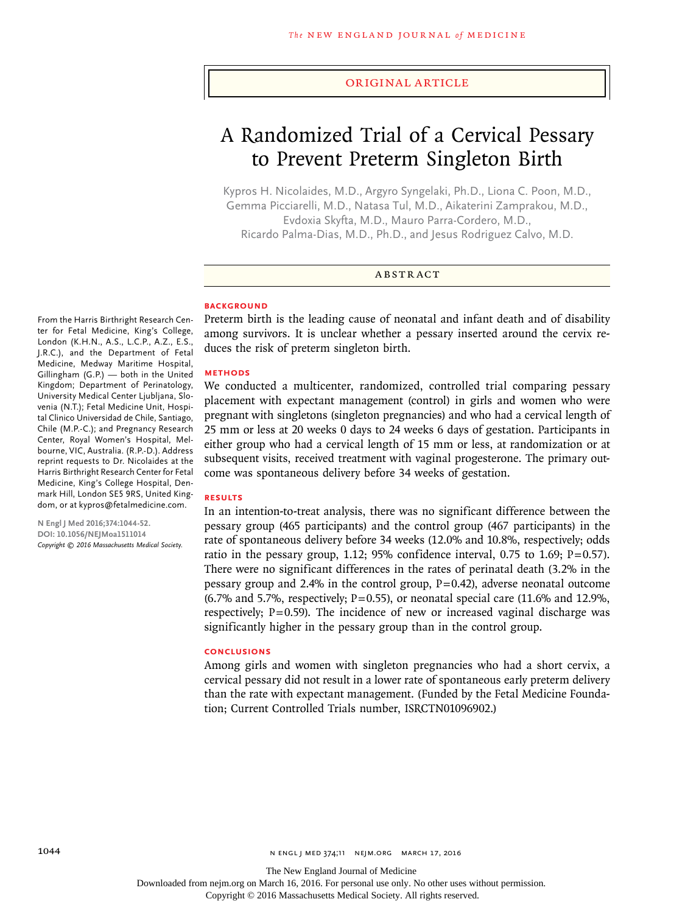ORIGINAL ARTICLE

# A Randomized Trial of a Cervical Pessary to Prevent Preterm Singleton Birth

Kypros H. Nicolaides, M.D., Argyro Syngelaki, Ph.D., Liona C. Poon, M.D., Gemma Picciarelli, M.D., Natasa Tul, M.D., Aikaterini Zamprakou, M.D., Evdoxia Skyfta, M.D., Mauro Parra-Cordero, M.D., Ricardo Palma-Dias, M.D., Ph.D., and Jesus Rodriguez Calvo, M.D.

## ABSTRACT

### BACKGROUND

Preterm birth is the leading cause of neonatal and infant death and of disability among survivors. It is unclear whether a pessary inserted around the cervix reduces the risk of preterm singleton birth.

### METHODS

We conducted a multicenter, randomized, controlled trial comparing pessary placement with expectant management (control) in girls and women who were pregnant with singletons (singleton pregnancies) and who had a cervical length of 25 mm or less at 20 weeks 0 days to 24 weeks 6 days of gestation. Participants in either group who had a cervical length of 15 mm or less, at randomization or at subsequent visits, received treatment with vaginal progesterone. The primary outcome was spontaneous delivery before 34 weeks of gestation.

### RESULTS

In an intention-to-treat analysis, there was no significant difference between the pessary group (465 participants) and the control group (467 participants) in the rate of spontaneous delivery before 34 weeks (12.0% and 10.8%, respectively; odds ratio in the pessary group, 1.12; 95% confidence interval, 0.75 to 1.69; P=0.57). There were no significant differences in the rates of perinatal death (3.2% in the pessary group and 2.4% in the control group, P=0.42), adverse neonatal outcome (6.7% and 5.7%, respectively; P=0.55), or neonatal special care (11.6% and 12.9%, respectively; P=0.59). The incidence of new or increased vaginal discharge was significantly higher in the pessary group than in the control group.

### CONCLUSIONS

Among girls and women with singleton pregnancies who had a short cervix, a cervical pessary did not result in a lower rate of spontaneous early preterm delivery than the rate with expectant management. (Funded by the Fetal Medicine Foundation; Current Controlled Trials number, ISRCTN01096902.)

From the Harris Birthright Research Center for Fetal Medicine, King's College, London (K.H.N., A.S., L.C.P., A.Z., E.S., J.R.C.), and the Department of Fetal Medicine, Medway Maritime Hospital, Gillingham (G.P.) — both in the United Kingdom; Department of Perinatology, University Medical Center Ljubljana, Slovenia (N.T.); Fetal Medicine Unit, Hospital Clinico Universidad de Chile, Santiago, Chile (M.P.-C.); and Pregnancy Research Center, Royal Women's Hospital, Melbourne, VIC, Australia. (R.P.-D.). Address reprint requests to Dr. Nicolaides at the Harris Birthright Research Center for Fetal Medicine, King's College Hospital, Denmark Hill, London SE5 9RS, United Kingdom, or at kypros@fetalmedicine.com.

N Engl J Med 2016;374:1044-52.
DOI: 10.1056/NEJMoa1511014
*Copyright © 2016 Massachusetts Medical Society.*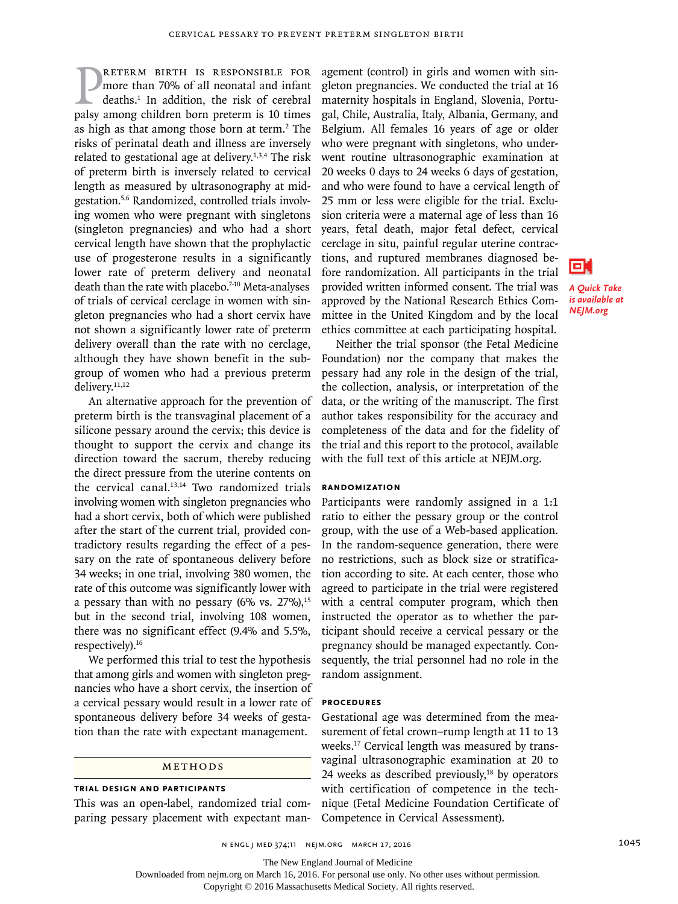Preterm birth is responsible for more than 70% of all neonatal and infant deaths.[1] In addition, the risk of cerebral palsy among children born preterm is 10 times as high as that among those born at term.[2] The risks of perinatal death and illness are inversely related to gestational age at delivery.[1,3,4] The risk of preterm birth is inversely related to cervical length as measured by ultrasonography at midgestation.[5,6] Randomized, controlled trials involving women who were pregnant with singletons (singleton pregnancies) and who had a short cervical length have shown that the prophylactic use of progesterone results in a significantly lower rate of preterm delivery and neonatal death than the rate with placebo.[7-10] Meta-analyses of trials of cervical cerclage in women with singleton pregnancies who had a short cervix have not shown a significantly lower rate of preterm delivery overall than the rate with no cerclage, although they have shown benefit in the subgroup of women who had a previous preterm delivery.[11,12]

An alternative approach for the prevention of preterm birth is the transvaginal placement of a silicone pessary around the cervix; this device is thought to support the cervix and change its direction toward the sacrum, thereby reducing the direct pressure from the uterine contents on the cervical canal.[13,14] Two randomized trials involving women with singleton pregnancies who had a short cervix, both of which were published after the start of the current trial, provided contradictory results regarding the effect of a pessary on the rate of spontaneous delivery before 34 weeks; in one trial, involving 380 women, the rate of this outcome was significantly lower with a pessary than with no pessary (6% vs. 27%),[15] but in the second trial, involving 108 women, there was no significant effect (9.4% and 5.5%, respectively).[16]

We performed this trial to test the hypothesis that among girls and women with singleton pregnancies who have a short cervix, the insertion of a cervical pessary would result in a lower rate of spontaneous delivery before 34 weeks of gestation than the rate with expectant management.

## METHODS

### TRIAL DESIGN AND PARTICIPANTS

This was an open-label, randomized trial comparing pessary placement with expectant management (control) in girls and women with singleton pregnancies. We conducted the trial at 16 maternity hospitals in England, Slovenia, Portugal, Chile, Australia, Italy, Albania, Germany, and Belgium. All females 16 years of age or older who were pregnant with singletons, who underwent routine ultrasonographic examination at 20 weeks 0 days to 24 weeks 6 days of gestation, and who were found to have a cervical length of 25 mm or less were eligible for the trial. Exclusion criteria were a maternal age of less than 16 years, fetal death, major fetal defect, cervical cerclage in situ, painful regular uterine contractions, and ruptured membranes diagnosed before randomization. All participants in the trial provided written informed consent. The trial was approved by the National Research Ethics Committee in the United Kingdom and by the local ethics committee at each participating hospital.

*A Quick Take is available at NEJM.org*

Neither the trial sponsor (the Fetal Medicine Foundation) nor the company that makes the pessary had any role in the design of the trial, the collection, analysis, or interpretation of the data, or the writing of the manuscript. The first author takes responsibility for the accuracy and completeness of the data and for the fidelity of the trial and this report to the protocol, available with the full text of this article at NEJM.org.

### RANDOMIZATION

Participants were randomly assigned in a 1:1 ratio to either the pessary group or the control group, with the use of a Web-based application. In the random-sequence generation, there were no restrictions, such as block size or stratification according to site. At each center, those who agreed to participate in the trial were registered with a central computer program, which then instructed the operator as to whether the participant should receive a cervical pessary or the pregnancy should be managed expectantly. Consequently, the trial personnel had no role in the random assignment.

### PROCEDURES

Gestational age was determined from the measurement of fetal crown–rump length at 11 to 13 weeks.[17] Cervical length was measured by transvaginal ultrasonographic examination at 20 to 24 weeks as described previously,[18] by operators with certification of competence in the technique (Fetal Medicine Foundation Certificate of Competence in Cervical Assessment).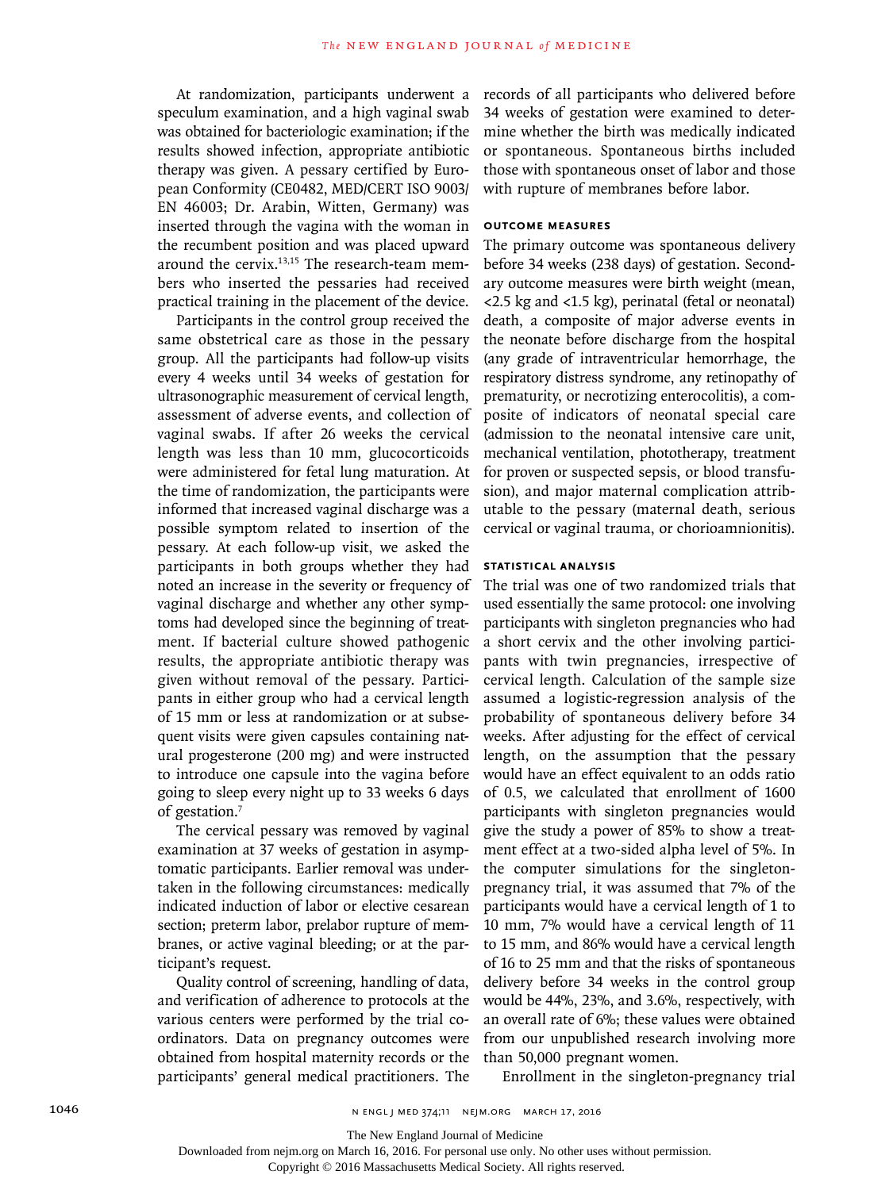At randomization, participants underwent a speculum examination, and a high vaginal swab was obtained for bacteriologic examination; if the results showed infection, appropriate antibiotic therapy was given. A pessary certified by European Conformity (CE0482, MED/CERT ISO 9003/EN 46003; Dr. Arabin, Witten, Germany) was inserted through the vagina with the woman in the recumbent position and was placed upward around the cervix.[13,15] The research-team members who inserted the pessaries had received practical training in the placement of the device.

Participants in the control group received the same obstetrical care as those in the pessary group. All the participants had follow-up visits every 4 weeks until 34 weeks of gestation for ultrasonographic measurement of cervical length, assessment of adverse events, and collection of vaginal swabs. If after 26 weeks the cervical length was less than 10 mm, glucocorticoids were administered for fetal lung maturation. At the time of randomization, the participants were informed that increased vaginal discharge was a possible symptom related to insertion of the pessary. At each follow-up visit, we asked the participants in both groups whether they had noted an increase in the severity or frequency of vaginal discharge and whether any other symptoms had developed since the beginning of treatment. If bacterial culture showed pathogenic results, the appropriate antibiotic therapy was given without removal of the pessary. Participants in either group who had a cervical length of 15 mm or less at randomization or at subsequent visits were given capsules containing natural progesterone (200 mg) and were instructed to introduce one capsule into the vagina before going to sleep every night up to 33 weeks 6 days of gestation.[7]

The cervical pessary was removed by vaginal examination at 37 weeks of gestation in asymptomatic participants. Earlier removal was undertaken in the following circumstances: medically indicated induction of labor or elective cesarean section; preterm labor, prelabor rupture of membranes, or active vaginal bleeding; or at the participant's request.

Quality control of screening, handling of data, and verification of adherence to protocols at the various centers were performed by the trial coordinators. Data on pregnancy outcomes were obtained from hospital maternity records or the participants' general medical practitioners. The records of all participants who delivered before 34 weeks of gestation were examined to determine whether the birth was medically indicated or spontaneous. Spontaneous births included those with spontaneous onset of labor and those with rupture of membranes before labor.

### OUTCOME MEASURES

The primary outcome was spontaneous delivery before 34 weeks (238 days) of gestation. Secondary outcome measures were birth weight (mean, <2.5 kg and <1.5 kg), perinatal (fetal or neonatal) death, a composite of major adverse events in the neonate before discharge from the hospital (any grade of intraventricular hemorrhage, the respiratory distress syndrome, any retinopathy of prematurity, or necrotizing enterocolitis), a composite of indicators of neonatal special care (admission to the neonatal intensive care unit, mechanical ventilation, phototherapy, treatment for proven or suspected sepsis, or blood transfusion), and major maternal complication attributable to the pessary (maternal death, serious cervical or vaginal trauma, or chorioamnionitis).

### STATISTICAL ANALYSIS

The trial was one of two randomized trials that used essentially the same protocol: one involving participants with singleton pregnancies who had a short cervix and the other involving participants with twin pregnancies, irrespective of cervical length. Calculation of the sample size assumed a logistic-regression analysis of the probability of spontaneous delivery before 34 weeks. After adjusting for the effect of cervical length, on the assumption that the pessary would have an effect equivalent to an odds ratio of 0.5, we calculated that enrollment of 1600 participants with singleton pregnancies would give the study a power of 85% to show a treatment effect at a two-sided alpha level of 5%. In the computer simulations for the singleton-pregnancy trial, it was assumed that 7% of the participants would have a cervical length of 1 to 10 mm, 7% would have a cervical length of 11 to 15 mm, and 86% would have a cervical length of 16 to 25 mm and that the risks of spontaneous delivery before 34 weeks in the control group would be 44%, 23%, and 3.6%, respectively, with an overall rate of 6%; these values were obtained from our unpublished research involving more than 50,000 pregnant women.

Enrollment in the singleton-pregnancy trial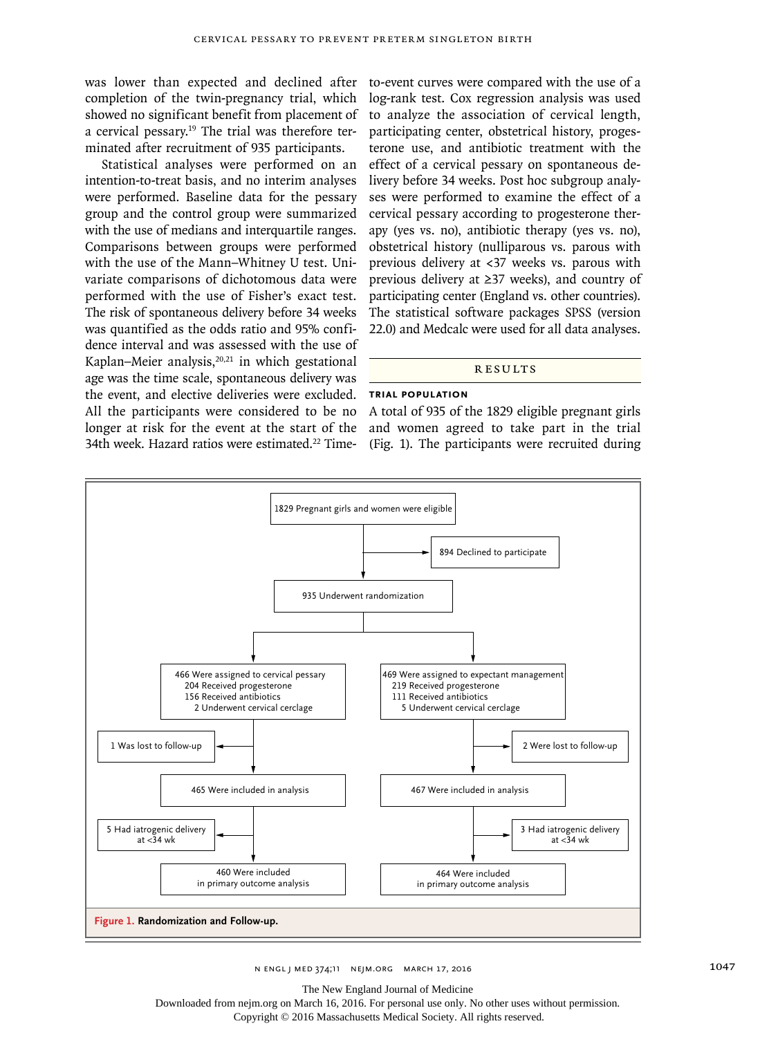was lower than expected and declined after completion of the twin-pregnancy trial, which showed no significant benefit from placement of a cervical pessary.[19] The trial was therefore terminated after recruitment of 935 participants.

Statistical analyses were performed on an intention-to-treat basis, and no interim analyses were performed. Baseline data for the pessary group and the control group were summarized with the use of medians and interquartile ranges. Comparisons between groups were performed with the use of the Mann–Whitney U test. Univariate comparisons of dichotomous data were performed with the use of Fisher's exact test. The risk of spontaneous delivery before 34 weeks was quantified as the odds ratio and 95% confidence interval and was assessed with the use of Kaplan–Meier analysis,[20,21] in which gestational age was the time scale, spontaneous delivery was the event, and elective deliveries were excluded. All the participants were considered to be no longer at risk for the event at the start of the 34th week. Hazard ratios were estimated.[22] Time-to-event curves were compared with the use of a log-rank test. Cox regression analysis was used to analyze the association of cervical length, participating center, obstetrical history, progesterone use, and antibiotic treatment with the effect of a cervical pessary on spontaneous delivery before 34 weeks. Post hoc subgroup analyses were performed to examine the effect of a cervical pessary according to progesterone therapy (yes vs. no), antibiotic therapy (yes vs. no), obstetrical history (nulliparous vs. parous with previous delivery at <37 weeks vs. parous with previous delivery at ≥37 weeks), and country of participating center (England vs. other countries). The statistical software packages SPSS (version 22.0) and Medcalc were used for all data analyses.

## RESULTS

### TRIAL POPULATION

A total of 935 of the 1829 eligible pregnant girls and women agreed to take part in the trial (Fig. 1). The participants were recruited during

1829 Pregnant girls and women were eligible
→ 894 Declined to participate

935 Underwent randomization

466 Were assigned to cervical pessary
- 204 Received progesterone
- 156 Received antibiotics
- 2 Underwent cervical cerclage

→ 1 Was lost to follow-up

465 Were included in analysis

→ 5 Had iatrogenic delivery at <34 wk

460 Were included in primary outcome analysis

469 Were assigned to expectant management
- 219 Received progesterone
- 111 Received antibiotics
- 5 Underwent cervical cerclage

→ 2 Were lost to follow-up

467 Were included in analysis

→ 3 Had iatrogenic delivery at <34 wk

464 Were included in primary outcome analysis

**Figure 1. Randomization and Follow-up.**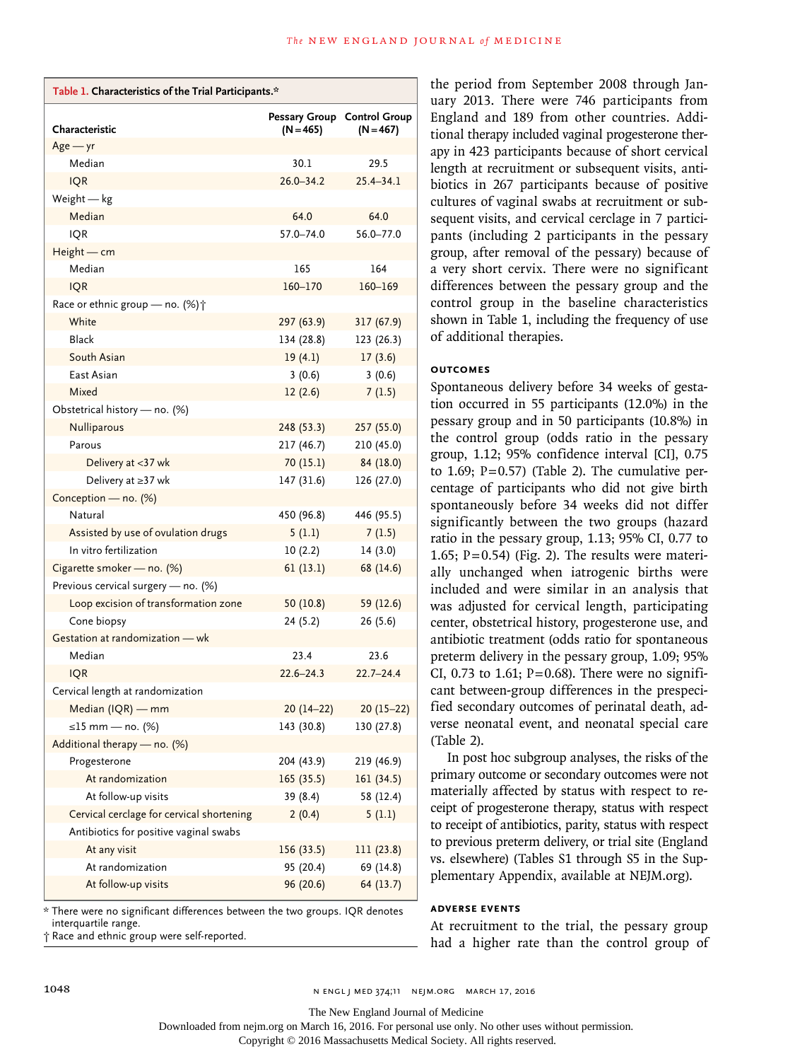**Table 1. Characteristics of the Trial Participants.***

| Characteristic | Pessary Group (N=465) | Control Group (N=467) |
|---|---|---|
| Age — yr | | |
| Median | 30.1 | 29.5 |
| IQR | 26.0–34.2 | 25.4–34.1 |
| Weight — kg | | |
| Median | 64.0 | 64.0 |
| IQR | 57.0–74.0 | 56.0–77.0 |
| Height — cm | | |
| Median | 165 | 164 |
| IQR | 160–170 | 160–169 |
| Race or ethnic group — no. (%)† | | |
| White | 297 (63.9) | 317 (67.9) |
| Black | 134 (28.8) | 123 (26.3) |
| South Asian | 19 (4.1) | 17 (3.6) |
| East Asian | 3 (0.6) | 3 (0.6) |
| Mixed | 12 (2.6) | 7 (1.5) |
| Obstetrical history — no. (%) | | |
| Nulliparous | 248 (53.3) | 257 (55.0) |
| Parous | 217 (46.7) | 210 (45.0) |
| Delivery at <37 wk | 70 (15.1) | 84 (18.0) |
| Delivery at ≥37 wk | 147 (31.6) | 126 (27.0) |
| Conception — no. (%) | | |
| Natural | 450 (96.8) | 446 (95.5) |
| Assisted by use of ovulation drugs | 5 (1.1) | 7 (1.5) |
| In vitro fertilization | 10 (2.2) | 14 (3.0) |
| Cigarette smoker — no. (%) | 61 (13.1) | 68 (14.6) |
| Previous cervical surgery — no. (%) | | |
| Loop excision of transformation zone | 50 (10.8) | 59 (12.6) |
| Cone biopsy | 24 (5.2) | 26 (5.6) |
| Gestation at randomization — wk | | |
| Median | 23.4 | 23.6 |
| IQR | 22.6–24.3 | 22.7–24.4 |
| Cervical length at randomization | | |
| Median (IQR) — mm | 20 (14–22) | 20 (15–22) |
| ≤15 mm — no. (%) | 143 (30.8) | 130 (27.8) |
| Additional therapy — no. (%) | | |
| Progesterone | 204 (43.9) | 219 (46.9) |
| At randomization | 165 (35.5) | 161 (34.5) |
| At follow-up visits | 39 (8.4) | 58 (12.4) |
| Cervical cerclage for cervical shortening | 2 (0.4) | 5 (1.1) |
| Antibiotics for positive vaginal swabs | | |
| At any visit | 156 (33.5) | 111 (23.8) |
| At randomization | 95 (20.4) | 69 (14.8) |
| At follow-up visits | 96 (20.6) | 64 (13.7) |

\* There were no significant differences between the two groups. IQR denotes interquartile range.
† Race and ethnic group were self-reported.

the period from September 2008 through January 2013. There were 746 participants from England and 189 from other countries. Additional therapy included vaginal progesterone therapy in 423 participants because of short cervical length at recruitment or subsequent visits, antibiotics in 267 participants because of positive cultures of vaginal swabs at recruitment or subsequent visits, and cervical cerclage in 7 participants (including 2 participants in the pessary group, after removal of the pessary) because of a very short cervix. There were no significant differences between the pessary group and the control group in the baseline characteristics shown in Table 1, including the frequency of use of additional therapies.

### OUTCOMES

Spontaneous delivery before 34 weeks of gestation occurred in 55 participants (12.0%) in the pessary group and in 50 participants (10.8%) in the control group (odds ratio in the pessary group, 1.12; 95% confidence interval [CI], 0.75 to 1.69; P=0.57) (Table 2). The cumulative percentage of participants who did not give birth spontaneously before 34 weeks did not differ significantly between the two groups (hazard ratio in the pessary group, 1.13; 95% CI, 0.77 to 1.65; P=0.54) (Fig. 2). The results were materially unchanged when iatrogenic births were included and were similar in an analysis that was adjusted for cervical length, participating center, obstetrical history, progesterone use, and antibiotic treatment (odds ratio for spontaneous preterm delivery in the pessary group, 1.09; 95% CI, 0.73 to 1.61; P=0.68). There were no significant between-group differences in the prespecified secondary outcomes of perinatal death, adverse neonatal event, and neonatal special care (Table 2).

In post hoc subgroup analyses, the risks of the primary outcome or secondary outcomes were not materially affected by status with respect to receipt of progesterone therapy, status with respect to receipt of antibiotics, parity, status with respect to previous preterm delivery, or trial site (England vs. elsewhere) (Tables S1 through S5 in the Supplementary Appendix, available at NEJM.org).

### ADVERSE EVENTS

At recruitment to the trial, the pessary group had a higher rate than the control group of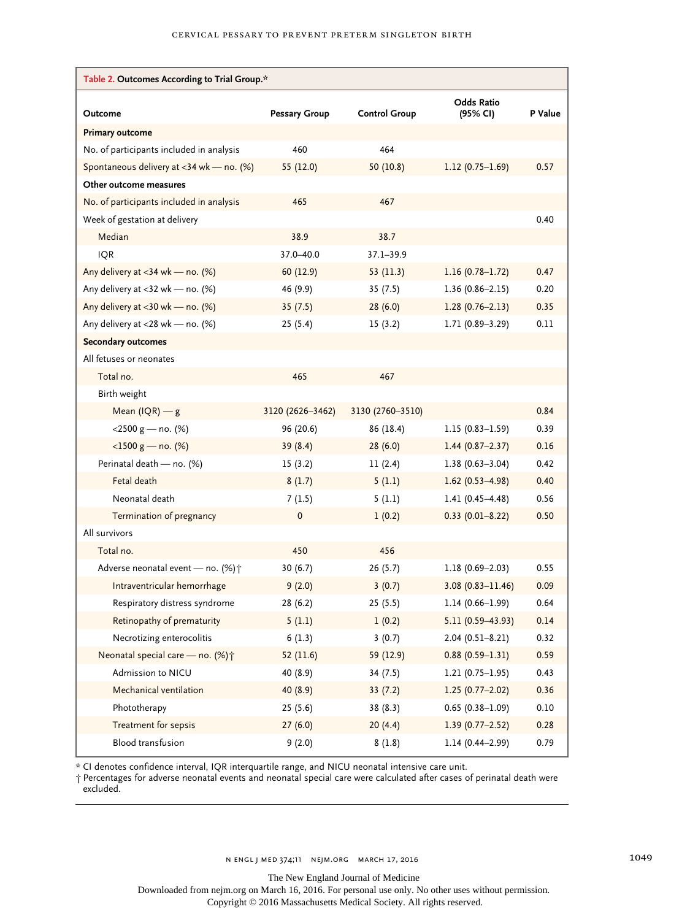**Table 2. Outcomes According to Trial Group.***

| Outcome | Pessary Group | Control Group | Odds Ratio (95% CI) | P Value |
|---|---|---|---|---|
| **Primary outcome** | | | | |
| No. of participants included in analysis | 460 | 464 | | |
| Spontaneous delivery at <34 wk — no. (%) | 55 (12.0) | 50 (10.8) | 1.12 (0.75–1.69) | 0.57 |
| **Other outcome measures** | | | | |
| No. of participants included in analysis | 465 | 467 | | |
| Week of gestation at delivery | | | | 0.40 |
| Median | 38.9 | 38.7 | | |
| IQR | 37.0–40.0 | 37.1–39.9 | | |
| Any delivery at <34 wk — no. (%) | 60 (12.9) | 53 (11.3) | 1.16 (0.78–1.72) | 0.47 |
| Any delivery at <32 wk — no. (%) | 46 (9.9) | 35 (7.5) | 1.36 (0.86–2.15) | 0.20 |
| Any delivery at <30 wk — no. (%) | 35 (7.5) | 28 (6.0) | 1.28 (0.76–2.13) | 0.35 |
| Any delivery at <28 wk — no. (%) | 25 (5.4) | 15 (3.2) | 1.71 (0.89–3.29) | 0.11 |
| **Secondary outcomes** | | | | |
| All fetuses or neonates | | | | |
| Total no. | 465 | 467 | | |
| Birth weight | | | | |
| Mean (IQR) — g | 3120 (2626–3462) | 3130 (2760–3510) | | 0.84 |
| <2500 g — no. (%) | 96 (20.6) | 86 (18.4) | 1.15 (0.83–1.59) | 0.39 |
| <1500 g — no. (%) | 39 (8.4) | 28 (6.0) | 1.44 (0.87–2.37) | 0.16 |
| Perinatal death — no. (%) | 15 (3.2) | 11 (2.4) | 1.38 (0.63–3.04) | 0.42 |
| Fetal death | 8 (1.7) | 5 (1.1) | 1.62 (0.53–4.98) | 0.40 |
| Neonatal death | 7 (1.5) | 5 (1.1) | 1.41 (0.45–4.48) | 0.56 |
| Termination of pregnancy | 0 | 1 (0.2) | 0.33 (0.01–8.22) | 0.50 |
| All survivors | | | | |
| Total no. | 450 | 456 | | |
| Adverse neonatal event — no. (%)† | 30 (6.7) | 26 (5.7) | 1.18 (0.69–2.03) | 0.55 |
| Intraventricular hemorrhage | 9 (2.0) | 3 (0.7) | 3.08 (0.83–11.46) | 0.09 |
| Respiratory distress syndrome | 28 (6.2) | 25 (5.5) | 1.14 (0.66–1.99) | 0.64 |
| Retinopathy of prematurity | 5 (1.1) | 1 (0.2) | 5.11 (0.59–43.93) | 0.14 |
| Necrotizing enterocolitis | 6 (1.3) | 3 (0.7) | 2.04 (0.51–8.21) | 0.32 |
| Neonatal special care — no. (%)† | 52 (11.6) | 59 (12.9) | 0.88 (0.59–1.31) | 0.59 |
| Admission to NICU | 40 (8.9) | 34 (7.5) | 1.21 (0.75–1.95) | 0.43 |
| Mechanical ventilation | 40 (8.9) | 33 (7.2) | 1.25 (0.77–2.02) | 0.36 |
| Phototherapy | 25 (5.6) | 38 (8.3) | 0.65 (0.38–1.09) | 0.10 |
| Treatment for sepsis | 27 (6.0) | 20 (4.4) | 1.39 (0.77–2.52) | 0.28 |
| Blood transfusion | 9 (2.0) | 8 (1.8) | 1.14 (0.44–2.99) | 0.79 |

* CI denotes confidence interval, IQR interquartile range, and NICU neonatal intensive care unit.

† Percentages for adverse neonatal events and neonatal special care were calculated after cases of perinatal death were excluded.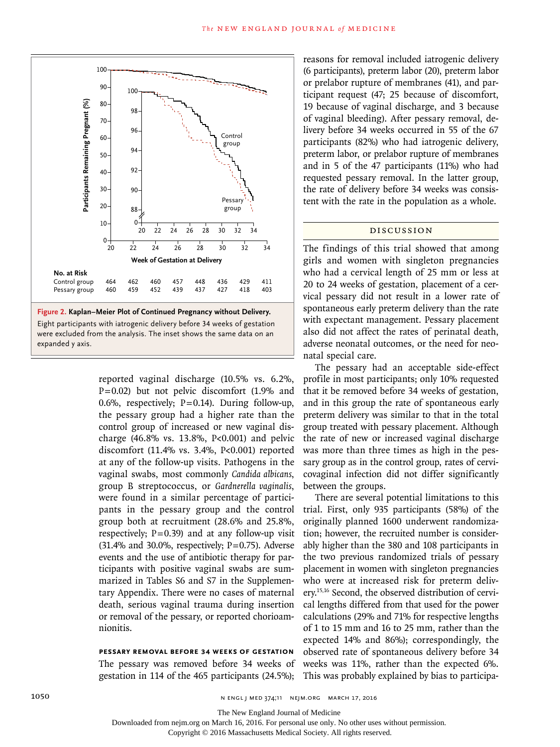Figure 2. Kaplan–Meier Plot of Continued Pregnancy without Delivery. Eight participants with iatrogenic delivery before 34 weeks of gestation were excluded from the analysis. The inset shows the same data on an expanded y axis.

| No. at Risk | 20 | 22 | 24 | 26 | 28 | 30 | 32 | 34 |
|---|---|---|---|---|---|---|---|---|
| Control group | 464 | 462 | 460 | 457 | 448 | 436 | 429 | 411 |
| Pessary group | 460 | 459 | 452 | 439 | 437 | 427 | 418 | 403 |

reported vaginal discharge (10.5% vs. 6.2%, P=0.02) but not pelvic discomfort (1.9% and 0.6%, respectively; P=0.14). During follow-up, the pessary group had a higher rate than the control group of increased or new vaginal discharge (46.8% vs. 13.8%, P<0.001) and pelvic discomfort (11.4% vs. 3.4%, P<0.001) reported at any of the follow-up visits. Pathogens in the vaginal swabs, most commonly *Candida albicans*, group B streptococcus, or *Gardnerella vaginalis*, were found in a similar percentage of participants in the pessary group and the control group both at recruitment (28.6% and 25.8%, respectively; P=0.39) and at any follow-up visit (31.4% and 30.0%, respectively; P=0.75). Adverse events and the use of antibiotic therapy for participants with positive vaginal swabs are summarized in Tables S6 and S7 in the Supplementary Appendix. There were no cases of maternal death, serious vaginal trauma during insertion or removal of the pessary, or reported chorioamnionitis.

### PESSARY REMOVAL BEFORE 34 WEEKS OF GESTATION

The pessary was removed before 34 weeks of gestation in 114 of the 465 participants (24.5%); reasons for removal included iatrogenic delivery (6 participants), preterm labor (20), preterm labor or prelabor rupture of membranes (41), and participant request (47; 25 because of discomfort, 19 because of vaginal discharge, and 3 because of vaginal bleeding). After pessary removal, delivery before 34 weeks occurred in 55 of the 67 participants (82%) who had iatrogenic delivery, preterm labor, or prelabor rupture of membranes and in 5 of the 47 participants (11%) who had requested pessary removal. In the latter group, the rate of delivery before 34 weeks was consistent with the rate in the population as a whole.

## DISCUSSION

The findings of this trial showed that among girls and women with singleton pregnancies who had a cervical length of 25 mm or less at 20 to 24 weeks of gestation, placement of a cervical pessary did not result in a lower rate of spontaneous early preterm delivery than the rate with expectant management. Pessary placement also did not affect the rates of perinatal death, adverse neonatal outcomes, or the need for neonatal special care.

The pessary had an acceptable side-effect profile in most participants; only 10% requested that it be removed before 34 weeks of gestation, and in this group the rate of spontaneous early preterm delivery was similar to that in the total group treated with pessary placement. Although the rate of new or increased vaginal discharge was more than three times as high in the pessary group as in the control group, rates of cervicovaginal infection did not differ significantly between the groups.

There are several potential limitations to this trial. First, only 935 participants (58%) of the originally planned 1600 underwent randomization; however, the recruited number is considerably higher than the 380 and 108 participants in the two previous randomized trials of pessary placement in women with singleton pregnancies who were at increased risk for preterm delivery.[15,16] Second, the observed distribution of cervical lengths differed from that used for the power calculations (29% and 71% for respective lengths of 1 to 15 mm and 16 to 25 mm, rather than the expected 14% and 86%); correspondingly, the observed rate of spontaneous delivery before 34 weeks was 11%, rather than the expected 6%. This was probably explained by bias to participa-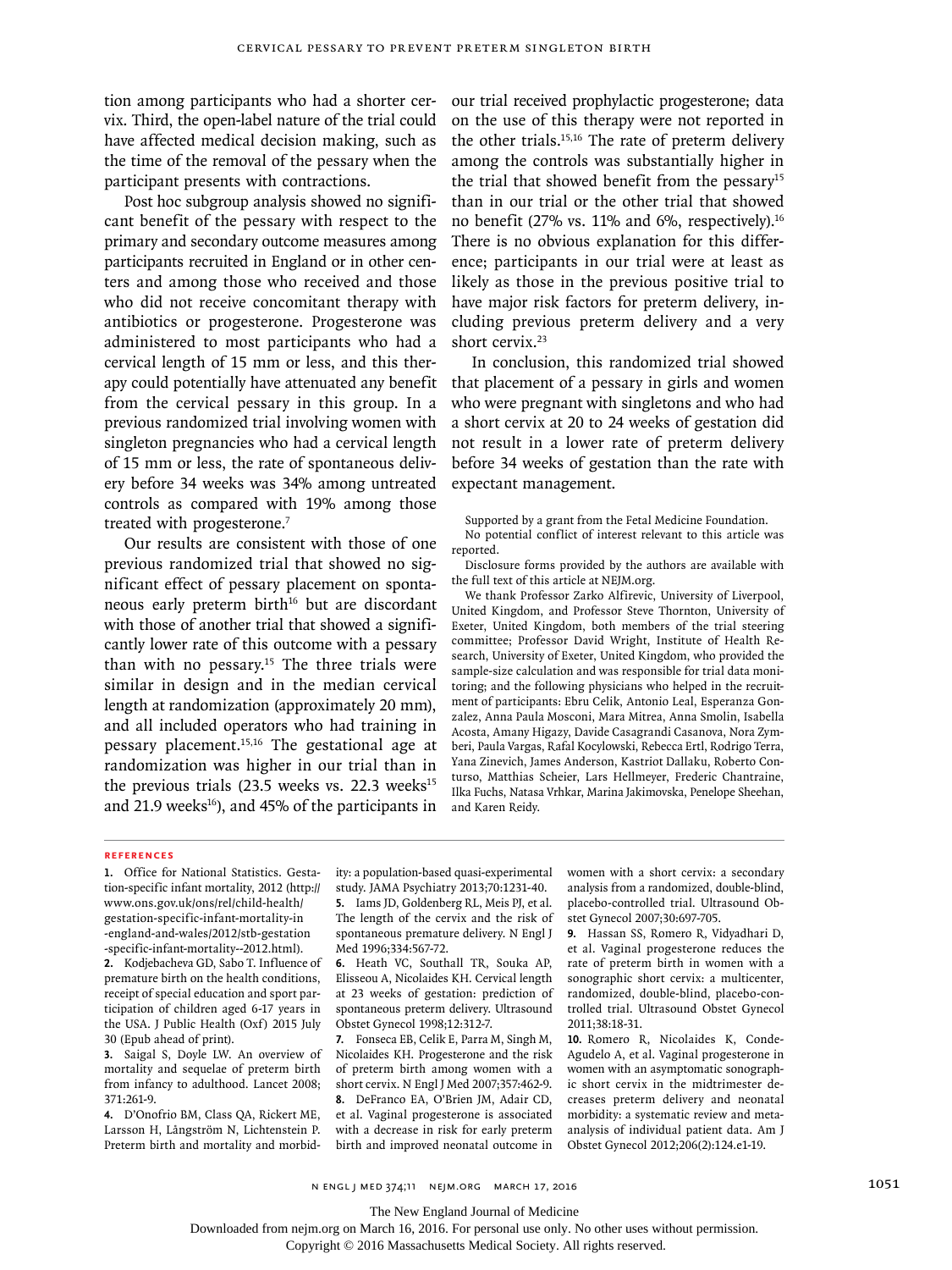tion among participants who had a shorter cervix. Third, the open-label nature of the trial could have affected medical decision making, such as the time of the removal of the pessary when the participant presents with contractions.

Post hoc subgroup analysis showed no significant benefit of the pessary with respect to the primary and secondary outcome measures among participants recruited in England or in other centers and among those who received and those who did not receive concomitant therapy with antibiotics or progesterone. Progesterone was administered to most participants who had a cervical length of 15 mm or less, and this therapy could potentially have attenuated any benefit from the cervical pessary in this group. In a previous randomized trial involving women with singleton pregnancies who had a cervical length of 15 mm or less, the rate of spontaneous delivery before 34 weeks was 34% among untreated controls as compared with 19% among those treated with progesterone.[7]

Our results are consistent with those of one previous randomized trial that showed no significant effect of pessary placement on spontaneous early preterm birth[16] but are discordant with those of another trial that showed a significantly lower rate of this outcome with a pessary than with no pessary.[15] The three trials were similar in design and in the median cervical length at randomization (approximately 20 mm), and all included operators who had training in pessary placement.[15,16] The gestational age at randomization was higher in our trial than in the previous trials (23.5 weeks vs. 22.3 weeks[15] and 21.9 weeks[16]), and 45% of the participants in our trial received prophylactic progesterone; data on the use of this therapy were not reported in the other trials.[15,16] The rate of preterm delivery among the controls was substantially higher in the trial that showed benefit from the pessary[15] than in our trial or the other trial that showed no benefit (27% vs. 11% and 6%, respectively).[16] There is no obvious explanation for this difference; participants in our trial were at least as likely as those in the previous positive trial to have major risk factors for preterm delivery, including previous preterm delivery and a very short cervix.[23]

In conclusion, this randomized trial showed that placement of a pessary in girls and women who were pregnant with singletons and who had a short cervix at 20 to 24 weeks of gestation did not result in a lower rate of preterm delivery before 34 weeks of gestation than the rate with expectant management.

Supported by a grant from the Fetal Medicine Foundation.

No potential conflict of interest relevant to this article was reported.

Disclosure forms provided by the authors are available with the full text of this article at NEJM.org.

We thank Professor Zarko Alfirevic, University of Liverpool, United Kingdom, and Professor Steve Thornton, University of Exeter, United Kingdom, both members of the trial steering committee; Professor David Wright, Institute of Health Research, University of Exeter, United Kingdom, who provided the sample-size calculation and was responsible for trial data monitoring; and the following physicians who helped in the recruitment of participants: Ebru Celik, Antonio Leal, Esperanza Gonzalez, Anna Paula Mosconi, Mara Mitrea, Anna Smolin, Isabella Acosta, Amany Higazy, Davide Casagrandi Casanova, Nora Zymberi, Paula Vargas, Rafal Kocylowski, Rebecca Ertl, Rodrigo Terra, Yana Zinevich, James Anderson, Kastriot Dallaku, Roberto Conturso, Matthias Scheier, Lars Hellmeyer, Frederic Chantraine, Ilka Fuchs, Natasa Vrhkar, Marina Jakimovska, Penelope Sheehan, and Karen Reidy.

## References

1. Office for National Statistics. Gestation-specific infant mortality, 2012 (http://www.ons.gov.uk/ons/rel/child-health/gestation-specific-infant-mortality-in-england-and-wales/2012/stb-gestation-specific-infant-mortality--2012.html).
2. Kodjebacheva GD, Sabo T. Influence of premature birth on the health conditions, receipt of special education and sport participation of children aged 6-17 years in the USA. J Public Health (Oxf) 2015 July 30 (Epub ahead of print).
3. Saigal S, Doyle LW. An overview of mortality and sequelae of preterm birth from infancy to adulthood. Lancet 2008; 371:261-9.
4. D'Onofrio BM, Class QA, Rickert ME, Larsson H, Långström N, Lichtenstein P. Preterm birth and mortality and morbidity: a population-based quasi-experimental study. JAMA Psychiatry 2013;70:1231-40.
5. Iams JD, Goldenberg RL, Meis PJ, et al. The length of the cervix and the risk of spontaneous premature delivery. N Engl J Med 1996;334:567-72.
6. Heath VC, Southall TR, Souka AP, Elisseou A, Nicolaides KH. Cervical length at 23 weeks of gestation: prediction of spontaneous preterm delivery. Ultrasound Obstet Gynecol 1998;12:312-7.
7. Fonseca EB, Celik E, Parra M, Singh M, Nicolaides KH. Progesterone and the risk of preterm birth among women with a short cervix. N Engl J Med 2007;357:462-9.
8. DeFranco EA, O'Brien JM, Adair CD, et al. Vaginal progesterone is associated with a decrease in risk for early preterm birth and improved neonatal outcome in women with a short cervix: a secondary analysis from a randomized, double-blind, placebo-controlled trial. Ultrasound Obstet Gynecol 2007;30:697-705.
9. Hassan SS, Romero R, Vidyadhari D, et al. Vaginal progesterone reduces the rate of preterm birth in women with a sonographic short cervix: a multicenter, randomized, double-blind, placebo-controlled trial. Ultrasound Obstet Gynecol 2011;38:18-31.
10. Romero R, Nicolaides K, Conde-Agudelo A, et al. Vaginal progesterone in women with an asymptomatic sonographic short cervix in the midtrimester decreases preterm delivery and neonatal morbidity: a systematic review and meta-analysis of individual patient data. Am J Obstet Gynecol 2012;206(2):124.e1-19.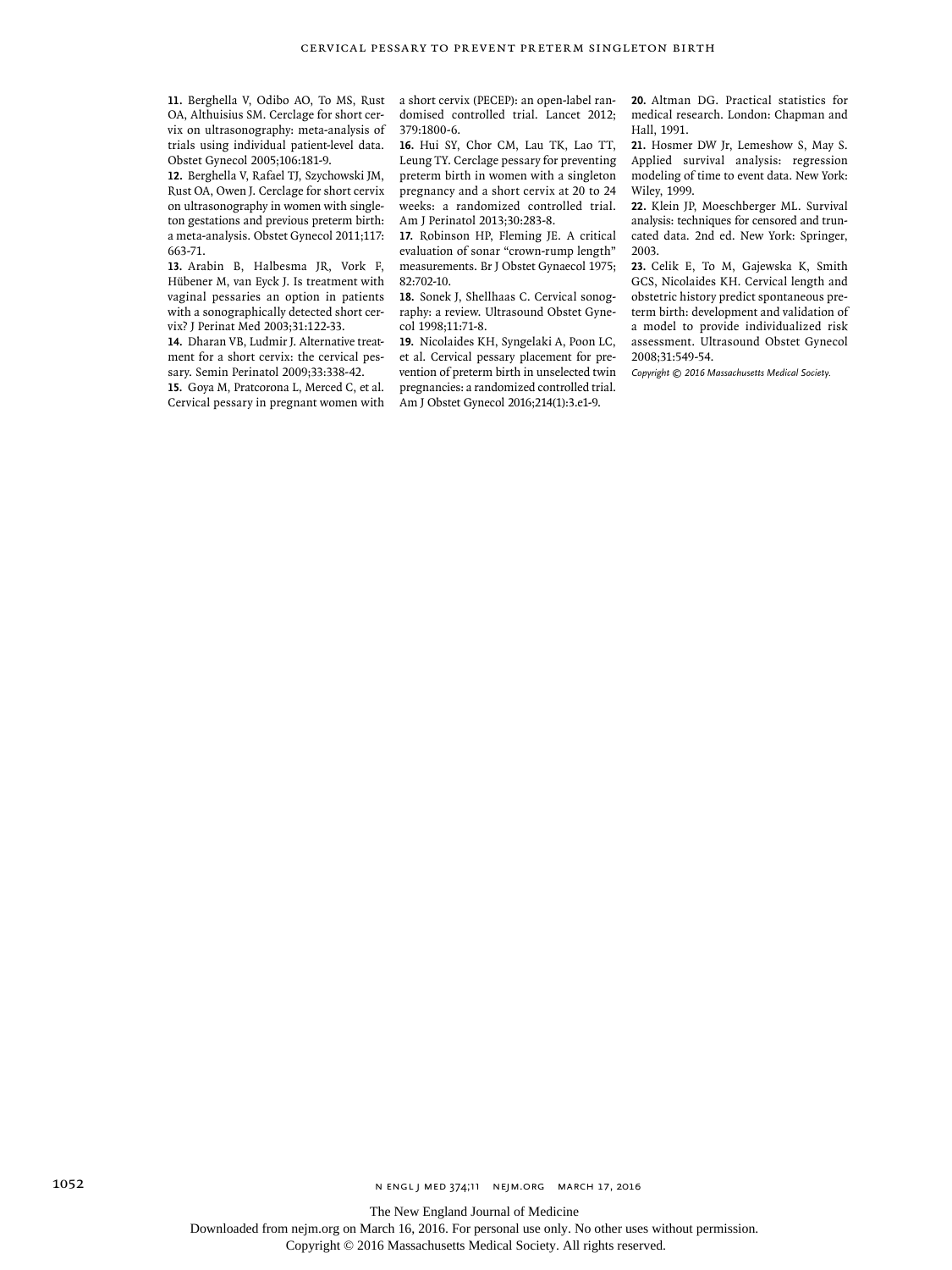**11.** Berghella V, Odibo AO, To MS, Rust OA, Althuisius SM. Cerclage for short cervix on ultrasonography: meta-analysis of trials using individual patient-level data. Obstet Gynecol 2005;106:181-9.

**12.** Berghella V, Rafael TJ, Szychowski JM, Rust OA, Owen J. Cerclage for short cervix on ultrasonography in women with singleton gestations and previous preterm birth: a meta-analysis. Obstet Gynecol 2011;117:663-71.

**13.** Arabin B, Halbesma JR, Vork F, Hübener M, van Eyck J. Is treatment with vaginal pessaries an option in patients with a sonographically detected short cervix? J Perinat Med 2003;31:122-33.

**14.** Dharan VB, Ludmir J. Alternative treatment for a short cervix: the cervical pessary. Semin Perinatol 2009;33:338-42.

**15.** Goya M, Pratcorona L, Merced C, et al. Cervical pessary in pregnant women with a short cervix (PECEP): an open-label randomised controlled trial. Lancet 2012;379:1800-6.

**16.** Hui SY, Chor CM, Lau TK, Lao TT, Leung TY. Cerclage pessary for preventing preterm birth in women with a singleton pregnancy and a short cervix at 20 to 24 weeks: a randomized controlled trial. Am J Perinatol 2013;30:283-8.

**17.** Robinson HP, Fleming JE. A critical evaluation of sonar "crown-rump length" measurements. Br J Obstet Gynaecol 1975;82:702-10.

**18.** Sonek J, Shellhaas C. Cervical sonography: a review. Ultrasound Obstet Gynecol 1998;11:71-8.

**19.** Nicolaides KH, Syngelaki A, Poon LC, et al. Cervical pessary placement for prevention of preterm birth in unselected twin pregnancies: a randomized controlled trial. Am J Obstet Gynecol 2016;214(1):3.e1-9.

**20.** Altman DG. Practical statistics for medical research. London: Chapman and Hall, 1991.

**21.** Hosmer DW Jr, Lemeshow S, May S. Applied survival analysis: regression modeling of time to event data. New York: Wiley, 1999.

**22.** Klein JP, Moeschberger ML. Survival analysis: techniques for censored and truncated data. 2nd ed. New York: Springer, 2003.

**23.** Celik E, To M, Gajewska K, Smith GCS, Nicolaides KH. Cervical length and obstetric history predict spontaneous preterm birth: development and validation of a model to provide individualized risk assessment. Ultrasound Obstet Gynecol 2008;31:549-54.

*Copyright © 2016 Massachusetts Medical Society.*